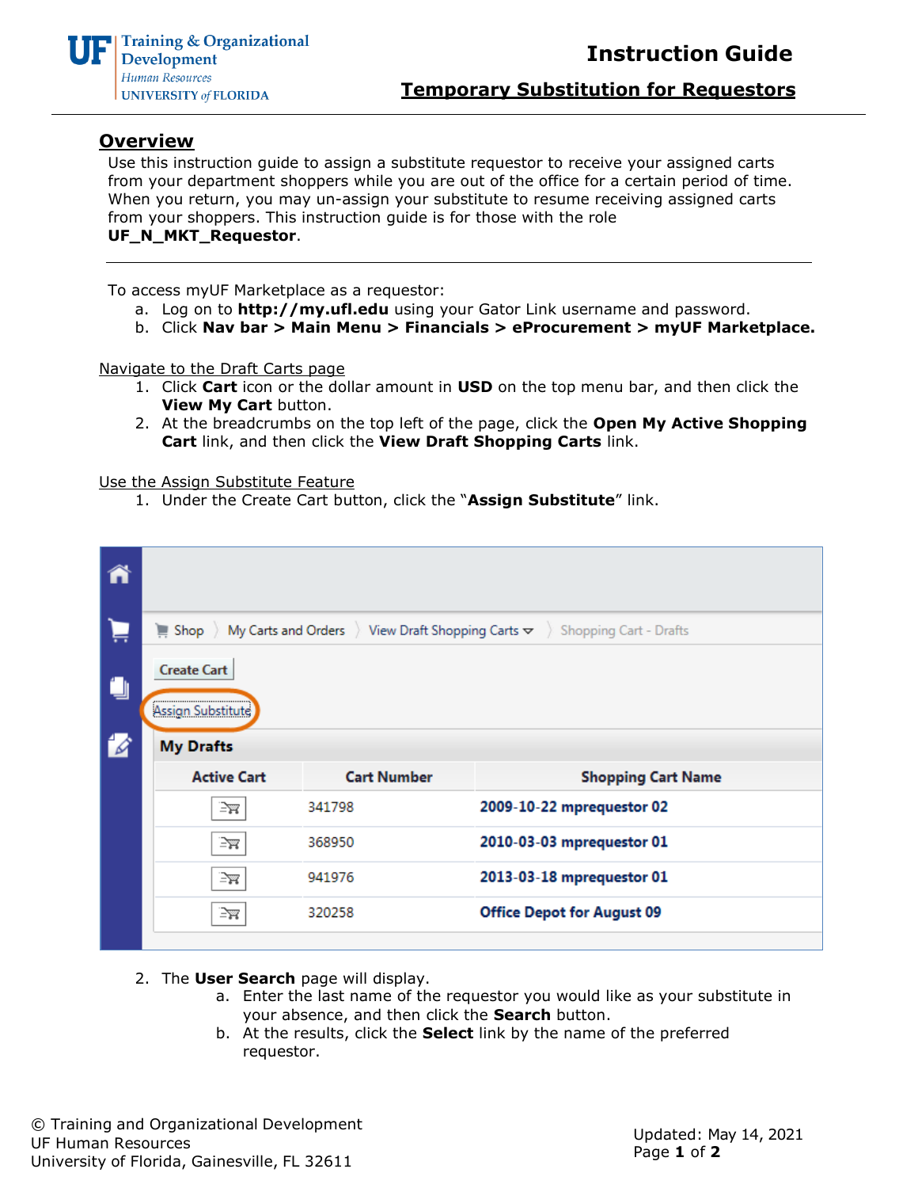# Instruction Guide

## Temporary Substitution for Requestors

## Overview

Use this instruction guide to assign a substitute requestor to receive your assigned carts from your department shoppers while you are out of the office for a certain period of time. When you return, you may un-assign your substitute to resume receiving assigned carts from your shoppers. This instruction guide is for those with the role **UF_N_MKT_Requestor**.

---

To access myUF Marketplace as a requestor:

a. Log on to **http://my.ufl.edu** using your Gator Link username and password.
b. Click **Nav bar > Main Menu > Financials > eProcurement > myUF Marketplace.**

Navigate to the Draft Carts page

1. Click **Cart** icon or the dollar amount in **USD** on the top menu bar, and then click the **View My Cart** button.
2. At the breadcrumbs on the top left of the page, click the **Open My Active Shopping Cart** link, and then click the **View Draft Shopping Carts** link.

Use the Assign Substitute Feature

1. Under the Create Cart button, click the "**Assign Substitute**" link.

Shop › My Carts and Orders › View Draft Shopping Carts › Shopping Cart - Drafts

Create Cart

Assign Substitute

**My Drafts**

| Active Cart | Cart Number | Shopping Cart Name |
|---|---|---|
| | 341798 | 2009-10-22 mprequestor 02 |
| | 368950 | 2010-03-03 mprequestor 01 |
| | 941976 | 2013-03-18 mprequestor 01 |
| | 320258 | Office Depot for August 09 |

2. The **User Search** page will display.
   a. Enter the last name of the requestor you would like as your substitute in your absence, and then click the **Search** button.
   b. At the results, click the **Select** link by the name of the preferred requestor.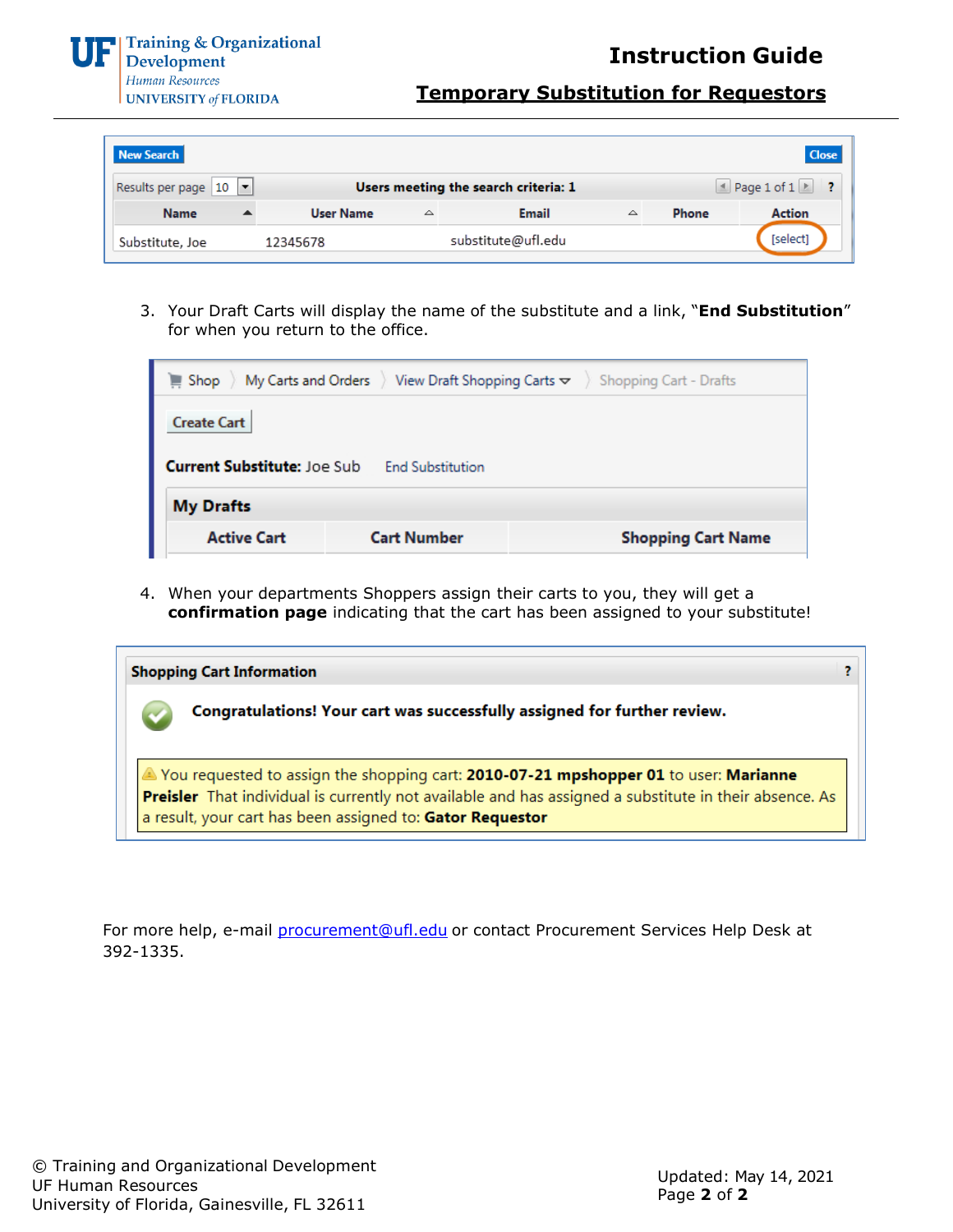| New Search | | | | Close |
| --- | --- | --- | --- | --- |
| Results per page 10 | Users meeting the search criteria: 1 | | | Page 1 of 1 |
| Name | User Name | Email | Phone | Action |
| Substitute, Joe | 12345678 | substitute@ufl.edu | | [select] |

3. Your Draft Carts will display the name of the substitute and a link, "**End Substitution**" for when you return to the office.

Shop 〉 My Carts and Orders 〉 View Draft Shopping Carts 〉 Shopping Cart - Drafts

Create Cart

**Current Substitute:** Joe Sub    End Substitution

**My Drafts**

| Active Cart | Cart Number | Shopping Cart Name |
| --- | --- | --- |

4. When your departments Shoppers assign their carts to you, they will get a **confirmation page** indicating that the cart has been assigned to your substitute!

**Shopping Cart Information**

**Congratulations! Your cart was successfully assigned for further review.**

You requested to assign the shopping cart: **2010-07-21 mpshopper 01** to user: **Marianne Preisler** That individual is currently not available and has assigned a substitute in their absence. As a result, your cart has been assigned to: **Gator Requestor**

For more help, e-mail procurement@ufl.edu or contact Procurement Services Help Desk at 392-1335.